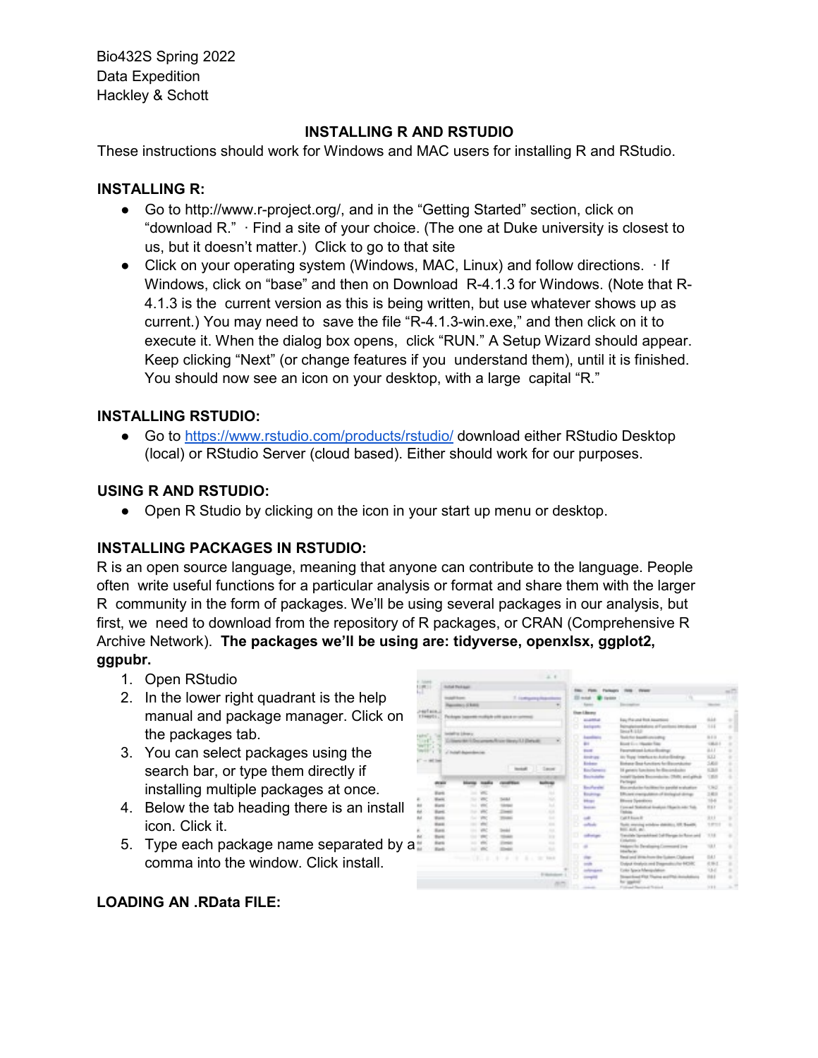Bio432S Spring 2022
Data Expedition
Hackley & Schott

## INSTALLING R AND RSTUDIO

These instructions should work for Windows and MAC users for installing R and RStudio.

### INSTALLING R:

- Go to http://www.r-project.org/, and in the "Getting Started" section, click on "download R." · Find a site of your choice. (The one at Duke university is closest to us, but it doesn't matter.) Click to go to that site
- Click on your operating system (Windows, MAC, Linux) and follow directions. · If Windows, click on "base" and then on Download R-4.1.3 for Windows. (Note that R-4.1.3 is the current version as this is being written, but use whatever shows up as current.) You may need to save the file "R-4.1.3-win.exe," and then click on it to execute it. When the dialog box opens, click "RUN." A Setup Wizard should appear. Keep clicking "Next" (or change features if you understand them), until it is finished. You should now see an icon on your desktop, with a large capital "R."

### INSTALLING RSTUDIO:

- Go to [https://www.rstudio.com/products/rstudio/](https://www.rstudio.com/products/rstudio/) download either RStudio Desktop (local) or RStudio Server (cloud based). Either should work for our purposes.

### USING R AND RSTUDIO:

- Open R Studio by clicking on the icon in your start up menu or desktop.

### INSTALLING PACKAGES IN RSTUDIO:

R is an open source language, meaning that anyone can contribute to the language. People often write useful functions for a particular analysis or format and share them with the larger R community in the form of packages. We'll be using several packages in our analysis, but first, we need to download from the repository of R packages, or CRAN (Comprehensive R Archive Network). **The packages we'll be using are: tidyverse, openxlsx, ggplot2, ggpubr.**

1. Open RStudio
2. In the lower right quadrant is the help manual and package manager. Click on the packages tab.
3. You can select packages using the search bar, or type them directly if installing multiple packages at once.
4. Below the tab heading there is an install icon. Click it.
5. Type each package name separated by a comma into the window. Click install.

### LOADING AN .RData FILE: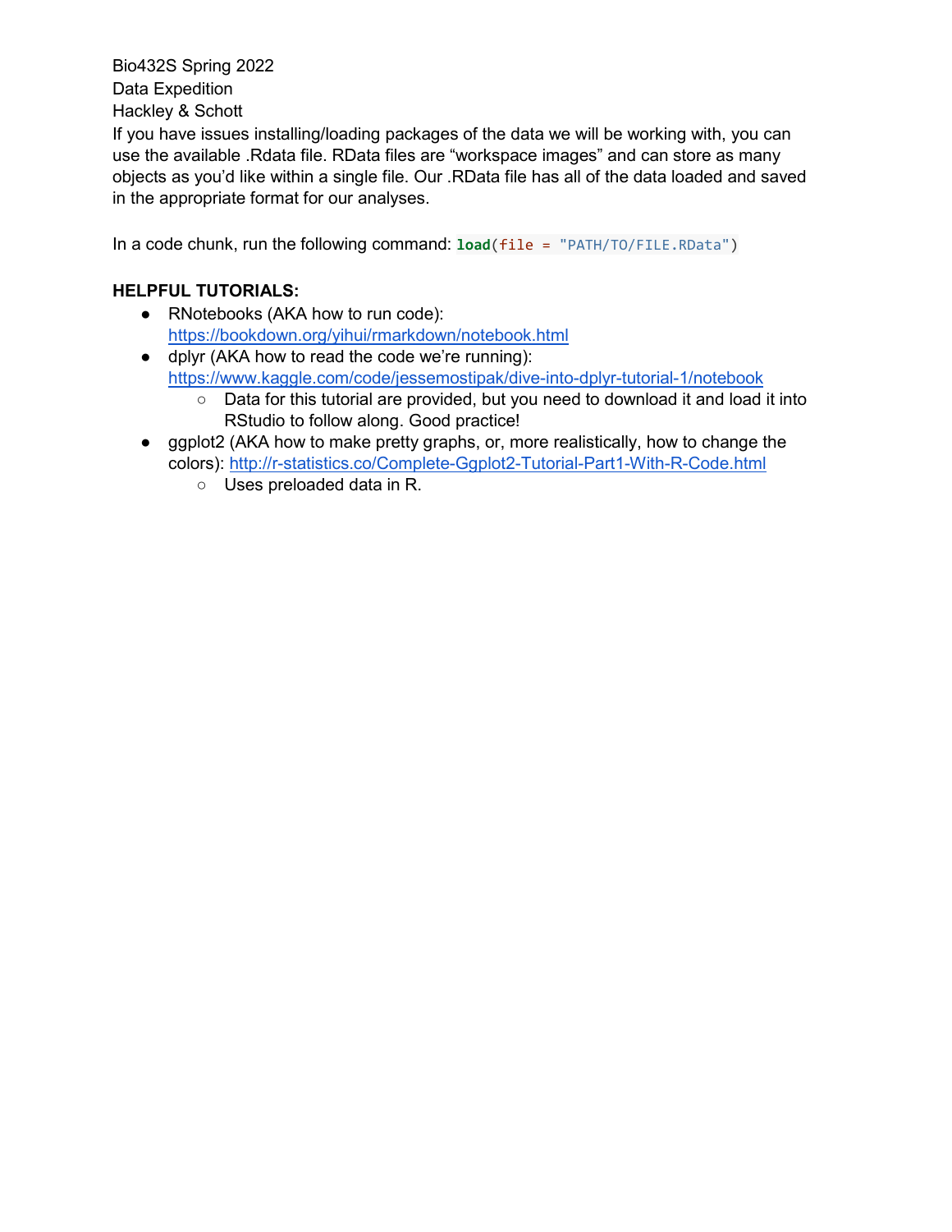Bio432S Spring 2022
Data Expedition
Hackley & Schott

If you have issues installing/loading packages of the data we will be working with, you can use the available .Rdata file. RData files are "workspace images" and can store as many objects as you'd like within a single file. Our .RData file has all of the data loaded and saved in the appropriate format for our analyses.

In a code chunk, run the following command: `load(file = "PATH/TO/FILE.RData")`

**HELPFUL TUTORIALS:**

- RNotebooks (AKA how to run code): https://bookdown.org/yihui/rmarkdown/notebook.html
- dplyr (AKA how to read the code we're running): https://www.kaggle.com/code/jessemostipak/dive-into-dplyr-tutorial-1/notebook
  - Data for this tutorial are provided, but you need to download it and load it into RStudio to follow along. Good practice!
- ggplot2 (AKA how to make pretty graphs, or, more realistically, how to change the colors): http://r-statistics.co/Complete-Ggplot2-Tutorial-Part1-With-R-Code.html
  - Uses preloaded data in R.